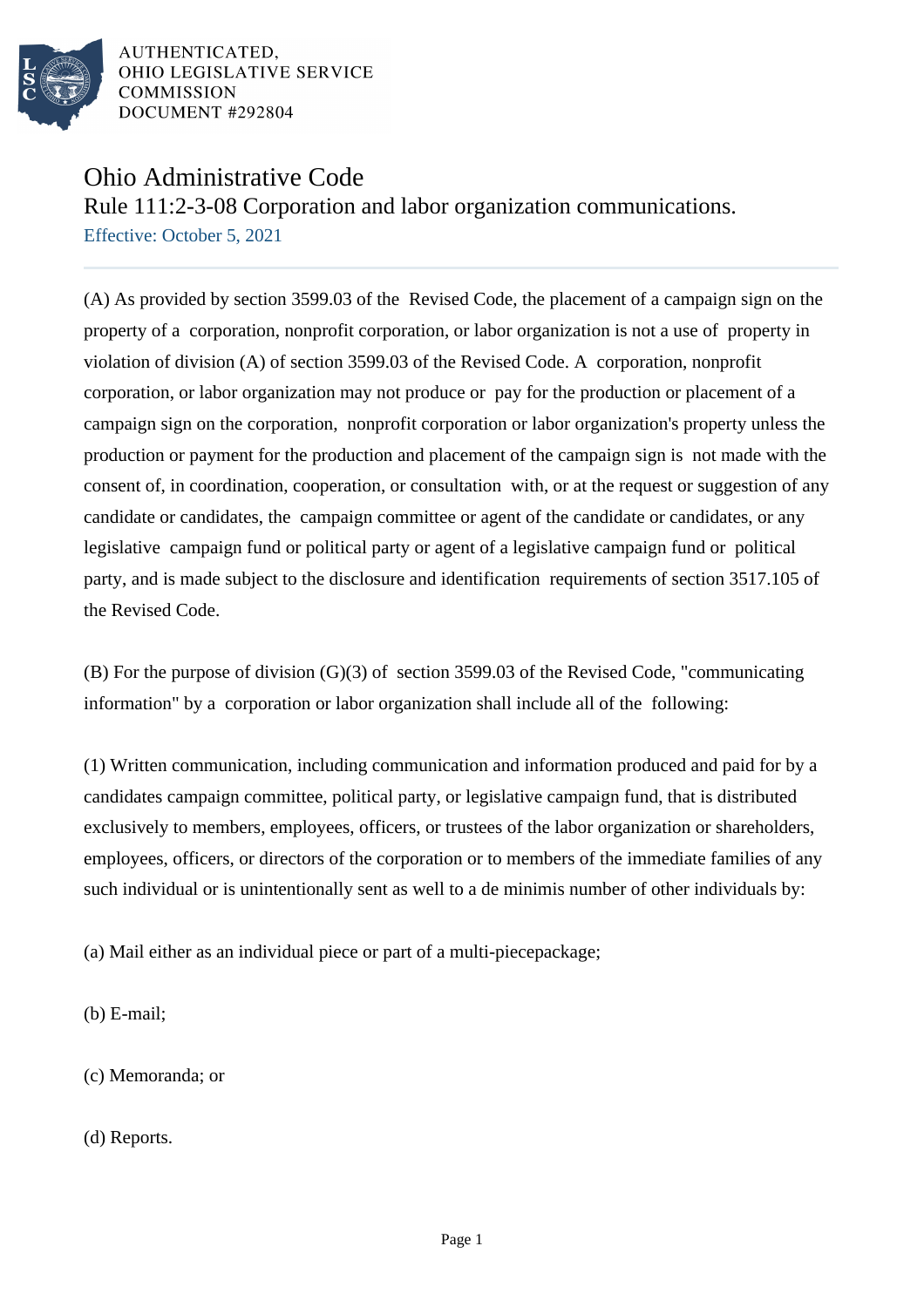AUTHENTICATED,
OHIO LEGISLATIVE SERVICE
COMMISSION
DOCUMENT #292804

# Ohio Administrative Code

## Rule 111:2-3-08 Corporation and labor organization communications.

Effective: October 5, 2021

(A) As provided by section 3599.03 of the Revised Code, the placement of a campaign sign on the property of a corporation, nonprofit corporation, or labor organization is not a use of property in violation of division (A) of section 3599.03 of the Revised Code. A corporation, nonprofit corporation, or labor organization may not produce or pay for the production or placement of a campaign sign on the corporation, nonprofit corporation or labor organization's property unless the production or payment for the production and placement of the campaign sign is not made with the consent of, in coordination, cooperation, or consultation with, or at the request or suggestion of any candidate or candidates, the campaign committee or agent of the candidate or candidates, or any legislative campaign fund or political party or agent of a legislative campaign fund or political party, and is made subject to the disclosure and identification requirements of section 3517.105 of the Revised Code.

(B) For the purpose of division (G)(3) of section 3599.03 of the Revised Code, "communicating information" by a corporation or labor organization shall include all of the following:

(1) Written communication, including communication and information produced and paid for by a candidates campaign committee, political party, or legislative campaign fund, that is distributed exclusively to members, employees, officers, or trustees of the labor organization or shareholders, employees, officers, or directors of the corporation or to members of the immediate families of any such individual or is unintentionally sent as well to a de minimis number of other individuals by:

(a) Mail either as an individual piece or part of a multi-piecepackage;

(b) E-mail;

(c) Memoranda; or

(d) Reports.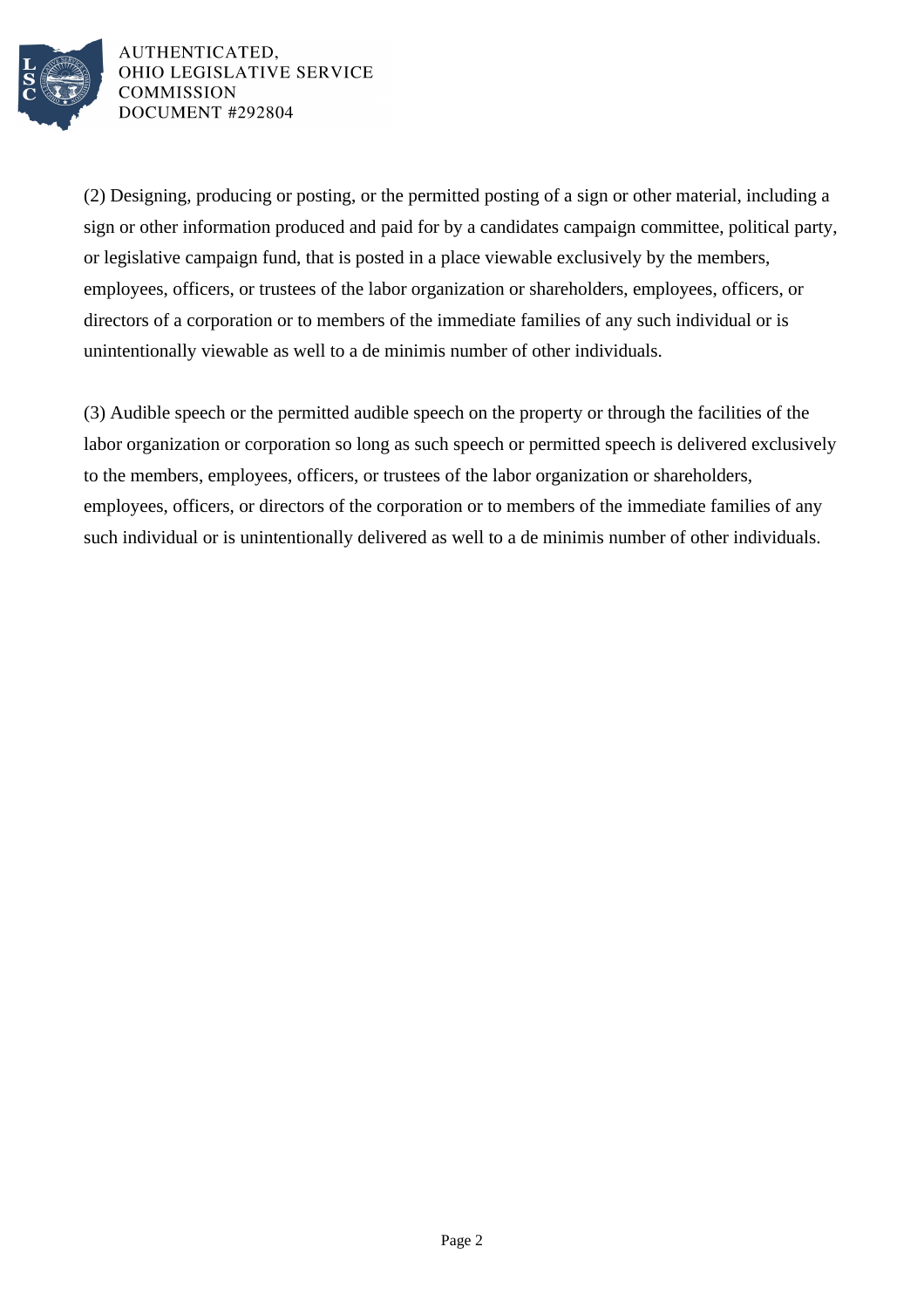(2) Designing, producing or posting, or the permitted posting of a sign or other material, including a sign or other information produced and paid for by a candidates campaign committee, political party, or legislative campaign fund, that is posted in a place viewable exclusively by the members, employees, officers, or trustees of the labor organization or shareholders, employees, officers, or directors of a corporation or to members of the immediate families of any such individual or is unintentionally viewable as well to a de minimis number of other individuals.

(3) Audible speech or the permitted audible speech on the property or through the facilities of the labor organization or corporation so long as such speech or permitted speech is delivered exclusively to the members, employees, officers, or trustees of the labor organization or shareholders, employees, officers, or directors of the corporation or to members of the immediate families of any such individual or is unintentionally delivered as well to a de minimis number of other individuals.